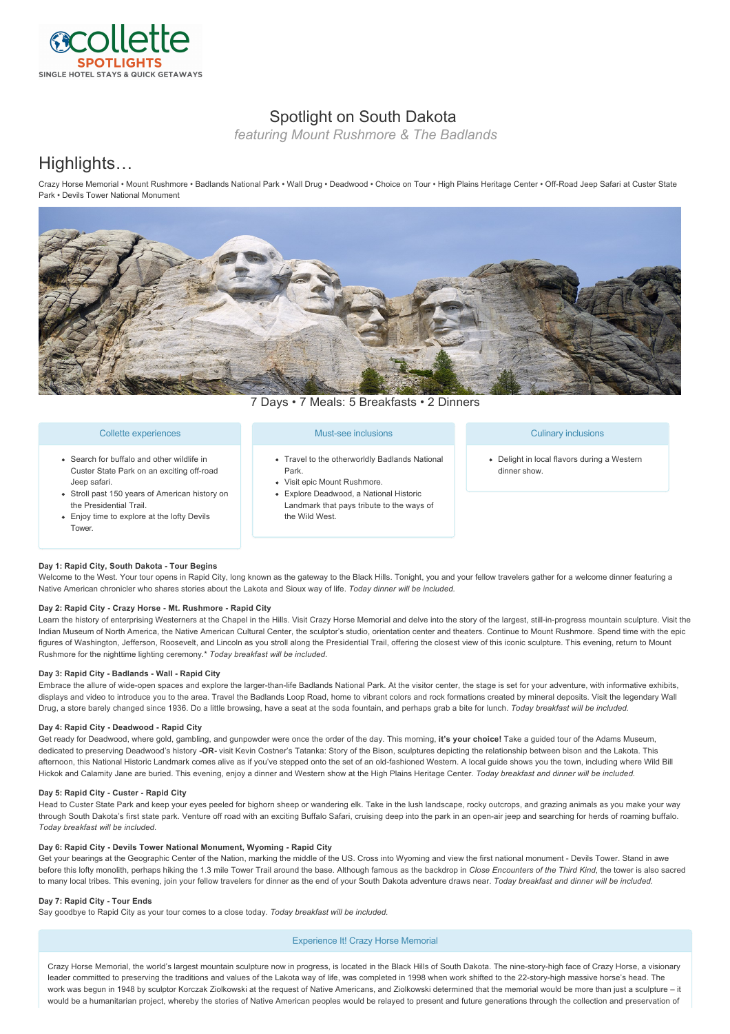collette SPOTLIGHTS
SINGLE HOTEL STAYS & QUICK GETAWAYS

# Spotlight on South Dakota

*featuring Mount Rushmore & The Badlands*

## Highlights…

Crazy Horse Memorial • Mount Rushmore • Badlands National Park • Wall Drug • Deadwood • Choice on Tour • High Plains Heritage Center • Off-Road Jeep Safari at Custer State Park • Devils Tower National Monument

7 Days • 7 Meals: 5 Breakfasts • 2 Dinners

### Collette experiences

- Search for buffalo and other wildlife in Custer State Park on an exciting off-road Jeep safari.
- Stroll past 150 years of American history on the Presidential Trail.
- Enjoy time to explore at the lofty Devils Tower.

### Must-see inclusions

- Travel to the otherworldly Badlands National Park.
- Visit epic Mount Rushmore.
- Explore Deadwood, a National Historic Landmark that pays tribute to the ways of the Wild West.

### Culinary inclusions

- Delight in local flavors during a Western dinner show.

**Day 1: Rapid City, South Dakota - Tour Begins**

Welcome to the West. Your tour opens in Rapid City, long known as the gateway to the Black Hills. Tonight, you and your fellow travelers gather for a welcome dinner featuring a Native American chronicler who shares stories about the Lakota and Sioux way of life. *Today dinner will be included.*

**Day 2: Rapid City - Crazy Horse - Mt. Rushmore - Rapid City**

Learn the history of enterprising Westerners at the Chapel in the Hills. Visit Crazy Horse Memorial and delve into the story of the largest, still-in-progress mountain sculpture. Visit the Indian Museum of North America, the Native American Cultural Center, the sculptor's studio, orientation center and theaters. Continue to Mount Rushmore. Spend time with the epic figures of Washington, Jefferson, Roosevelt, and Lincoln as you stroll along the Presidential Trail, offering the closest view of this iconic sculpture. This evening, return to Mount Rushmore for the nighttime lighting ceremony.* *Today breakfast will be included.*

**Day 3: Rapid City - Badlands - Wall - Rapid City**

Embrace the allure of wide-open spaces and explore the larger-than-life Badlands National Park. At the visitor center, the stage is set for your adventure, with informative exhibits, displays and video to introduce you to the area. Travel the Badlands Loop Road, home to vibrant colors and rock formations created by mineral deposits. Visit the legendary Wall Drug, a store barely changed since 1936. Do a little browsing, have a seat at the soda fountain, and perhaps grab a bite for lunch. *Today breakfast will be included.*

**Day 4: Rapid City - Deadwood - Rapid City**

Get ready for Deadwood, where gold, gambling, and gunpowder were once the order of the day. This morning, **it's your choice!** Take a guided tour of the Adams Museum, dedicated to preserving Deadwood's history **-OR-** visit Kevin Costner's Tatanka: Story of the Bison, sculptures depicting the relationship between bison and the Lakota. This afternoon, this National Historic Landmark comes alive as if you've stepped onto the set of an old-fashioned Western. A local guide shows you the town, including where Wild Bill Hickok and Calamity Jane are buried. This evening, enjoy a dinner and Western show at the High Plains Heritage Center. *Today breakfast and dinner will be included.*

**Day 5: Rapid City - Custer - Rapid City**

Head to Custer State Park and keep your eyes peeled for bighorn sheep or wandering elk. Take in the lush landscape, rocky outcrops, and grazing animals as you make your way through South Dakota's first state park. Venture off road with an exciting Buffalo Safari, cruising deep into the park in an open-air jeep and searching for herds of roaming buffalo. *Today breakfast will be included.*

**Day 6: Rapid City - Devils Tower National Monument, Wyoming - Rapid City**

Get your bearings at the Geographic Center of the Nation, marking the middle of the US. Cross into Wyoming and view the first national monument - Devils Tower. Stand in awe before this lofty monolith, perhaps hiking the 1.3 mile Tower Trail around the base. Although famous as the backdrop in *Close Encounters of the Third Kind*, the tower is also sacred to many local tribes. This evening, join your fellow travelers for dinner as the end of your South Dakota adventure draws near. *Today breakfast and dinner will be included.*

**Day 7: Rapid City - Tour Ends**

Say goodbye to Rapid City as your tour comes to a close today. *Today breakfast will be included.*

### Experience It! Crazy Horse Memorial

Crazy Horse Memorial, the world's largest mountain sculpture now in progress, is located in the Black Hills of South Dakota. The nine-story-high face of Crazy Horse, a visionary leader committed to preserving the traditions and values of the Lakota way of life, was completed in 1998 when work shifted to the 22-story-high massive horse's head. The work was begun in 1948 by sculptor Korczak Ziolkowski at the request of Native Americans, and Ziolkowski determined that the memorial would be more than just a sculpture – it would be a humanitarian project, whereby the stories of Native American peoples would be relayed to present and future generations through the collection and preservation of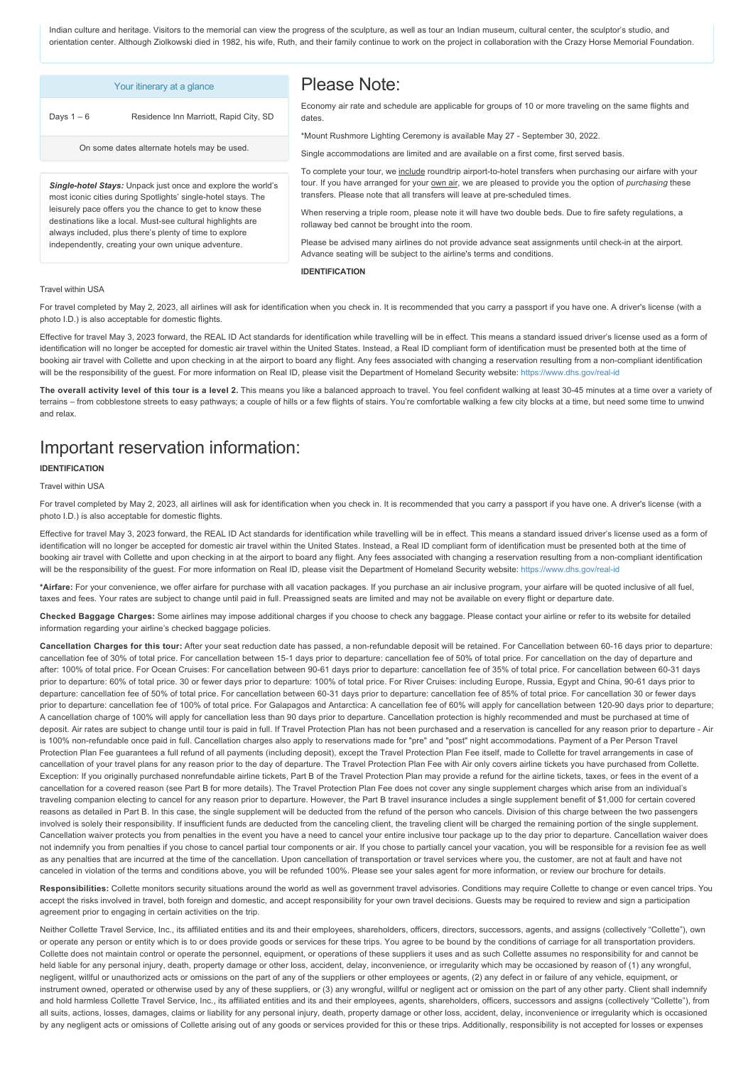Indian culture and heritage. Visitors to the memorial can view the progress of the sculpture, as well as tour an Indian museum, cultural center, the sculptor's studio, and orientation center. Although Ziolkowski died in 1982, his wife, Ruth, and their family continue to work on the project in collaboration with the Crazy Horse Memorial Foundation.

| Your itinerary at a glance | |
|---|---|
| Days 1 – 6 | Residence Inn Marriott, Rapid City, SD |
| On some dates alternate hotels may be used. | |

***Single-hotel Stays:*** Unpack just once and explore the world's most iconic cities during Spotlights' single-hotel stays. The leisurely pace offers you the chance to get to know these destinations like a local. Must-see cultural highlights are always included, plus there's plenty of time to explore independently, creating your own unique adventure.

# Please Note:

Economy air rate and schedule are applicable for groups of 10 or more traveling on the same flights and dates.

*Mount Rushmore Lighting Ceremony is available May 27 - September 30, 2022.

Single accommodations are limited and are available on a first come, first served basis.

To complete your tour, we include roundtrip airport-to-hotel transfers when purchasing our airfare with your tour. If you have arranged for your own air, we are pleased to provide you the option of *purchasing* these transfers. Please note that all transfers will leave at pre-scheduled times.

When reserving a triple room, please note it will have two double beds. Due to fire safety regulations, a rollaway bed cannot be brought into the room.

Please be advised many airlines do not provide advance seat assignments until check-in at the airport. Advance seating will be subject to the airline's terms and conditions.

**IDENTIFICATION**

Travel within USA

For travel completed by May 2, 2023, all airlines will ask for identification when you check in. It is recommended that you carry a passport if you have one. A driver's license (with a photo I.D.) is also acceptable for domestic flights.

Effective for travel May 3, 2023 forward, the REAL ID Act standards for identification while travelling will be in effect. This means a standard issued driver's license used as a form of identification will no longer be accepted for domestic air travel within the United States. Instead, a Real ID compliant form of identification must be presented both at the time of booking air travel with Collette and upon checking in at the airport to board any flight. Any fees associated with changing a reservation resulting from a non-compliant identification will be the responsibility of the guest. For more information on Real ID, please visit the Department of Homeland Security website: https://www.dhs.gov/real-id

**The overall activity level of this tour is a level 2.** This means you like a balanced approach to travel. You feel confident walking at least 30-45 minutes at a time over a variety of terrains – from cobblestone streets to easy pathways; a couple of hills or a few flights of stairs. You're comfortable walking a few city blocks at a time, but need some time to unwind and relax.

# Important reservation information:

**IDENTIFICATION**

Travel within USA

For travel completed by May 2, 2023, all airlines will ask for identification when you check in. It is recommended that you carry a passport if you have one. A driver's license (with a photo I.D.) is also acceptable for domestic flights.

Effective for travel May 3, 2023 forward, the REAL ID Act standards for identification while travelling will be in effect. This means a standard issued driver's license used as a form of identification will no longer be accepted for domestic air travel within the United States. Instead, a Real ID compliant form of identification must be presented both at the time of booking air travel with Collette and upon checking in at the airport to board any flight. Any fees associated with changing a reservation resulting from a non-compliant identification will be the responsibility of the guest. For more information on Real ID, please visit the Department of Homeland Security website: https://www.dhs.gov/real-id

**\*Airfare:** For your convenience, we offer airfare for purchase with all vacation packages. If you purchase an air inclusive program, your airfare will be quoted inclusive of all fuel, taxes and fees. Your rates are subject to change until paid in full. Preassigned seats are limited and may not be available on every flight or departure date.

**Checked Baggage Charges:** Some airlines may impose additional charges if you choose to check any baggage. Please contact your airline or refer to its website for detailed information regarding your airline's checked baggage policies.

**Cancellation Charges for this tour:** After your seat reduction date has passed, a non-refundable deposit will be retained. For Cancellation between 60-16 days prior to departure: cancellation fee of 30% of total price. For cancellation between 15-1 days prior to departure: cancellation fee of 50% of total price. For cancellation on the day of departure and after: 100% of total price. For Ocean Cruises: For cancellation between 90-61 days prior to departure: cancellation fee of 35% of total price. For cancellation between 60-31 days prior to departure: 60% of total price. 30 or fewer days prior to departure: 100% of total price. For River Cruises: including Europe, Russia, Egypt and China, 90-61 days prior to departure: cancellation fee of 50% of total price. For cancellation between 60-31 days prior to departure: cancellation fee of 85% of total price. For cancellation 30 or fewer days prior to departure: cancellation fee of 100% of total price. For Galapagos and Antarctica: A cancellation fee of 60% will apply for cancellation between 120-90 days prior to departure; A cancellation charge of 100% will apply for cancellation less than 90 days prior to departure. Cancellation protection is highly recommended and must be purchased at time of deposit. Air rates are subject to change until tour is paid in full. If Travel Protection Plan has not been purchased and a reservation is cancelled for any reason prior to departure - Air is 100% non-refundable once paid in full. Cancellation charges also apply to reservations made for "pre" and "post" night accommodations. Payment of a Per Person Travel Protection Plan Fee guarantees a full refund of all payments (including deposit), except the Travel Protection Plan Fee itself, made to Collette for travel arrangements in case of cancellation of your travel plans for any reason prior to the day of departure. The Travel Protection Plan Fee with Air only covers airline tickets you have purchased from Collette. Exception: If you originally purchased nonrefundable airline tickets, Part B of the Travel Protection Plan may provide a refund for the airline tickets, taxes, or fees in the event of a cancellation for a covered reason (see Part B for more details). The Travel Protection Plan Fee does not cover any single supplement charges which arise from an individual's traveling companion electing to cancel for any reason prior to departure. However, the Part B travel insurance includes a single supplement benefit of $1,000 for certain covered reasons as detailed in Part B. In this case, the single supplement will be deducted from the refund of the person who cancels. Division of this charge between the two passengers involved is solely their responsibility. If insufficient funds are deducted from the canceling client, the traveling client will be charged the remaining portion of the single supplement. Cancellation waiver protects you from penalties in the event you have a need to cancel your entire inclusive tour package up to the day prior to departure. Cancellation waiver does not indemnify you from penalties if you chose to cancel partial tour components or air. If you chose to partially cancel your vacation, you will be responsible for a revision fee as well as any penalties that are incurred at the time of the cancellation. Upon cancellation of transportation or travel services where you, the customer, are not at fault and have not canceled in violation of the terms and conditions above, you will be refunded 100%. Please see your sales agent for more information, or review our brochure for details.

**Responsibilities:** Collette monitors security situations around the world as well as government travel advisories. Conditions may require Collette to change or even cancel trips. You accept the risks involved in travel, both foreign and domestic, and accept responsibility for your own travel decisions. Guests may be required to review and sign a participation agreement prior to engaging in certain activities on the trip.

Neither Collette Travel Service, Inc., its affiliated entities and its and their employees, shareholders, officers, directors, successors, agents, and assigns (collectively "Collette"), own or operate any person or entity which is to or does provide goods or services for these trips. You agree to be bound by the conditions of carriage for all transportation providers. Collette does not maintain control or operate the personnel, equipment, or operations of these suppliers it uses and as such Collette assumes no responsibility for and cannot be held liable for any personal injury, death, property damage or other loss, accident, delay, inconvenience, or irregularity which may be occasioned by reason of (1) any wrongful, negligent, willful or unauthorized acts or omissions on the part of any of the suppliers or other employees or agents, (2) any defect in or failure of any vehicle, equipment, or instrument owned, operated or otherwise used by any of these suppliers, or (3) any wrongful, willful or negligent act or omission on the part of any other party. Client shall indemnify and hold harmless Collette Travel Service, Inc., its affiliated entities and its and their employees, agents, shareholders, officers, successors and assigns (collectively "Collette"), from all suits, actions, losses, damages, claims or liability for any personal injury, death, property damage or other loss, accident, delay, inconvenience or irregularity which is occasioned by any negligent acts or omissions of Collette arising out of any goods or services provided for this or these trips. Additionally, responsibility is not accepted for losses or expenses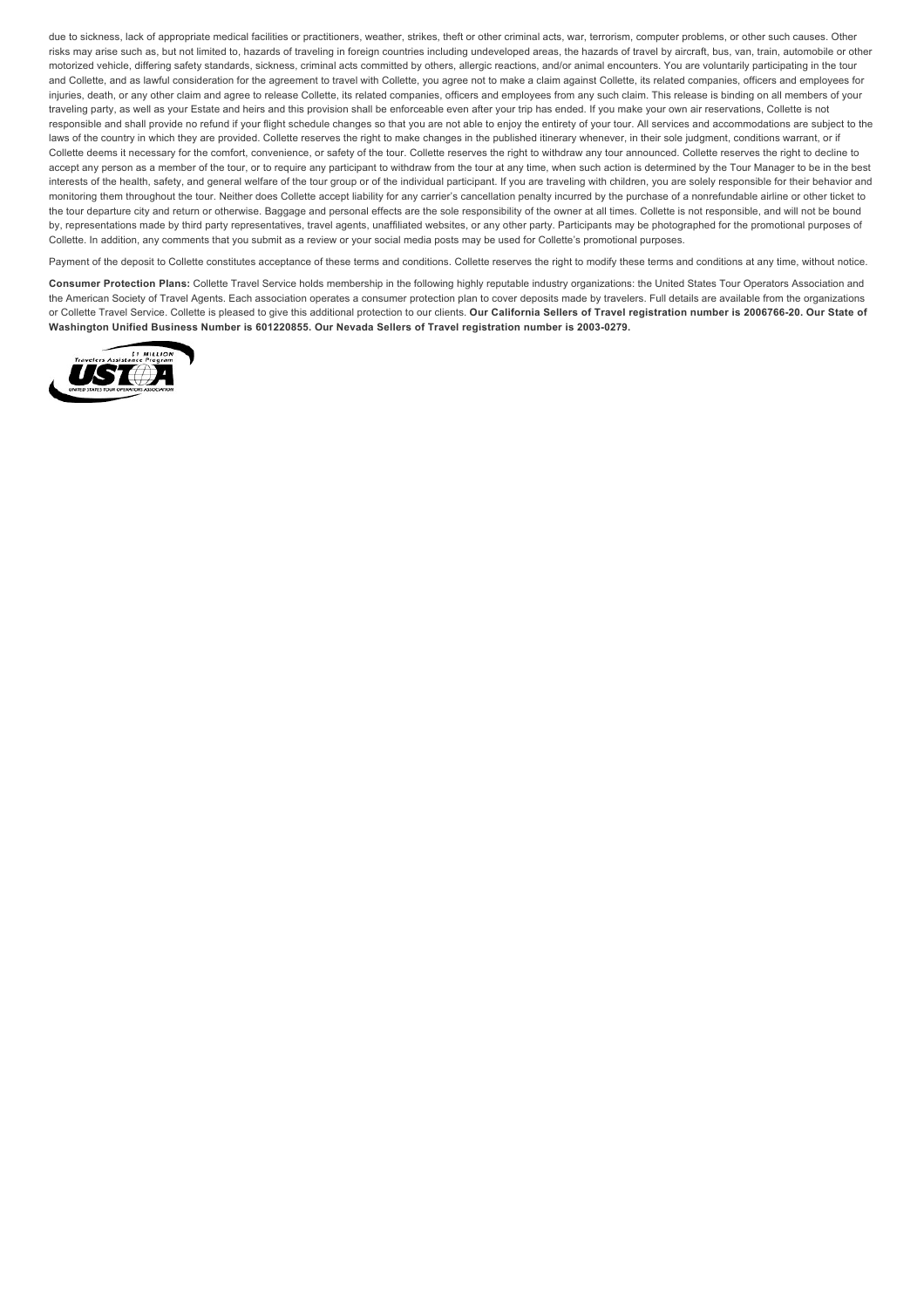due to sickness, lack of appropriate medical facilities or practitioners, weather, strikes, theft or other criminal acts, war, terrorism, computer problems, or other such causes. Other risks may arise such as, but not limited to, hazards of traveling in foreign countries including undeveloped areas, the hazards of travel by aircraft, bus, van, train, automobile or other motorized vehicle, differing safety standards, sickness, criminal acts committed by others, allergic reactions, and/or animal encounters. You are voluntarily participating in the tour and Collette, and as lawful consideration for the agreement to travel with Collette, you agree not to make a claim against Collette, its related companies, officers and employees for injuries, death, or any other claim and agree to release Collette, its related companies, officers and employees from any such claim. This release is binding on all members of your traveling party, as well as your Estate and heirs and this provision shall be enforceable even after your trip has ended. If you make your own air reservations, Collette is not responsible and shall provide no refund if your flight schedule changes so that you are not able to enjoy the entirety of your tour. All services and accommodations are subject to the laws of the country in which they are provided. Collette reserves the right to make changes in the published itinerary whenever, in their sole judgment, conditions warrant, or if Collette deems it necessary for the comfort, convenience, or safety of the tour. Collette reserves the right to withdraw any tour announced. Collette reserves the right to decline to accept any person as a member of the tour, or to require any participant to withdraw from the tour at any time, when such action is determined by the Tour Manager to be in the best interests of the health, safety, and general welfare of the tour group or of the individual participant. If you are traveling with children, you are solely responsible for their behavior and monitoring them throughout the tour. Neither does Collette accept liability for any carrier's cancellation penalty incurred by the purchase of a nonrefundable airline or other ticket to the tour departure city and return or otherwise. Baggage and personal effects are the sole responsibility of the owner at all times. Collette is not responsible, and will not be bound by, representations made by third party representatives, travel agents, unaffiliated websites, or any other party. Participants may be photographed for the promotional purposes of Collette. In addition, any comments that you submit as a review or your social media posts may be used for Collette's promotional purposes.

Payment of the deposit to Collette constitutes acceptance of these terms and conditions. Collette reserves the right to modify these terms and conditions at any time, without notice.

**Consumer Protection Plans:** Collette Travel Service holds membership in the following highly reputable industry organizations: the United States Tour Operators Association and the American Society of Travel Agents. Each association operates a consumer protection plan to cover deposits made by travelers. Full details are available from the organizations or Collette Travel Service. Collette is pleased to give this additional protection to our clients. **Our California Sellers of Travel registration number is 2006766-20. Our State of Washington Unified Business Number is 601220855. Our Nevada Sellers of Travel registration number is 2003-0279.**

$1 MILLION Travelers Assistance Program
USTOA
UNITED STATES TOUR OPERATORS ASSOCIATION